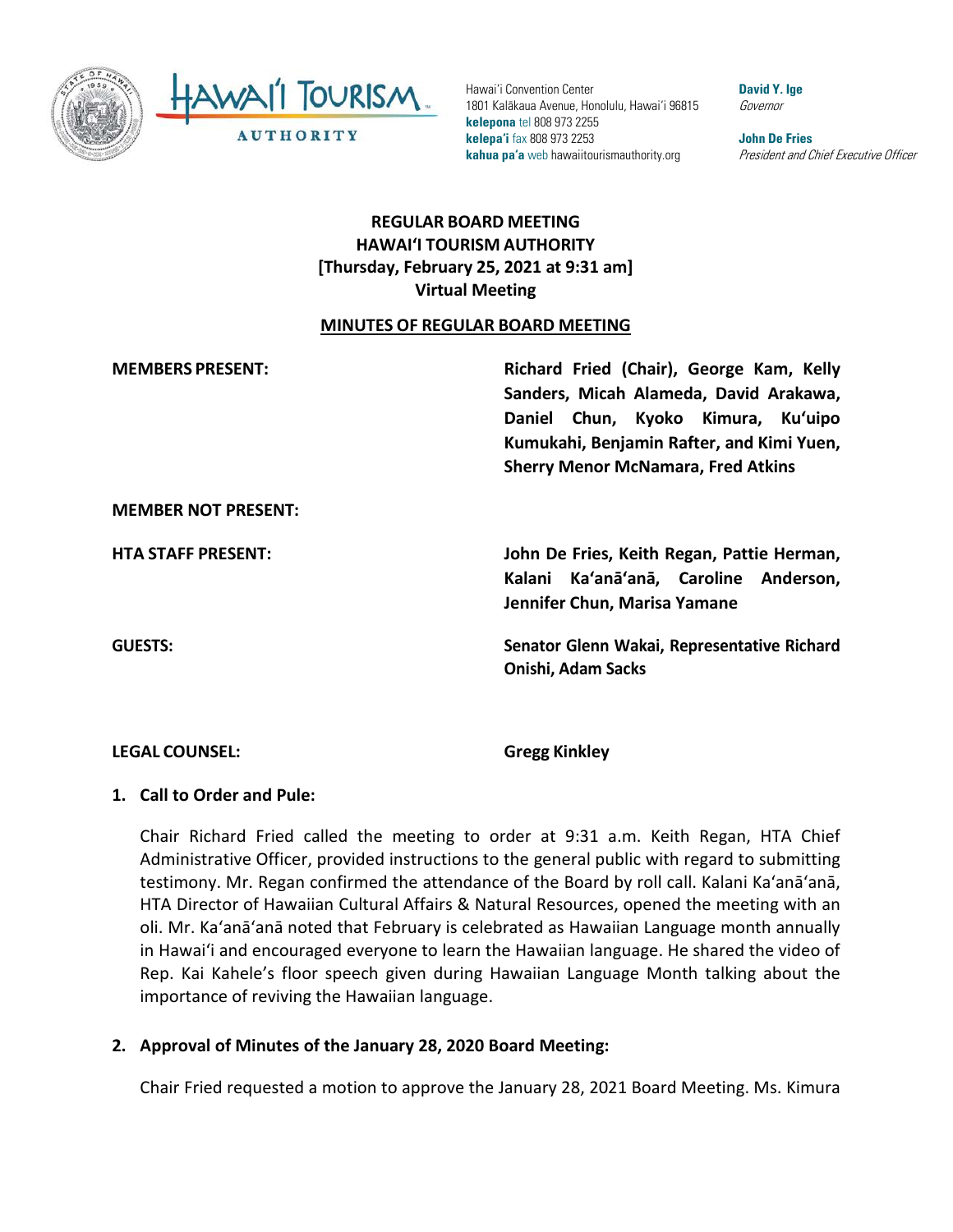Hawaiʻi Convention Center
1801 Kalākaua Avenue, Honolulu, Hawaiʻi 96815
**kelepona** tel 808 973 2255
**kelepaʻi** fax 808 973 2253
**kahua paʻa** web hawaiitourismauthority.org

**David Y. Ige**
*Governor*

**John De Fries**
*President and Chief Executive Officer*

# REGULAR BOARD MEETING
# HAWAIʻI TOURISM AUTHORITY
# [Thursday, February 25, 2021 at 9:31 am]
# Virtual Meeting

## MINUTES OF REGULAR BOARD MEETING

**MEMBERS PRESENT:** **Richard Fried (Chair), George Kam, Kelly Sanders, Micah Alameda, David Arakawa, Daniel Chun, Kyoko Kimura, Kuʻuipo Kumukahi, Benjamin Rafter, and Kimi Yuen, Sherry Menor McNamara, Fred Atkins**

**MEMBER NOT PRESENT:**

**HTA STAFF PRESENT:** **John De Fries, Keith Regan, Pattie Herman, Kalani Kaʻanāʻanā, Caroline Anderson, Jennifer Chun, Marisa Yamane**

**GUESTS:** **Senator Glenn Wakai, Representative Richard Onishi, Adam Sacks**

**LEGAL COUNSEL:** **Gregg Kinkley**

**1. Call to Order and Pule:**

Chair Richard Fried called the meeting to order at 9:31 a.m. Keith Regan, HTA Chief Administrative Officer, provided instructions to the general public with regard to submitting testimony. Mr. Regan confirmed the attendance of the Board by roll call. Kalani Kaʻanāʻanā, HTA Director of Hawaiian Cultural Affairs & Natural Resources, opened the meeting with an oli. Mr. Kaʻanāʻanā noted that February is celebrated as Hawaiian Language month annually in Hawaiʻi and encouraged everyone to learn the Hawaiian language. He shared the video of Rep. Kai Kahele's floor speech given during Hawaiian Language Month talking about the importance of reviving the Hawaiian language.

**2. Approval of Minutes of the January 28, 2020 Board Meeting:**

Chair Fried requested a motion to approve the January 28, 2021 Board Meeting. Ms. Kimura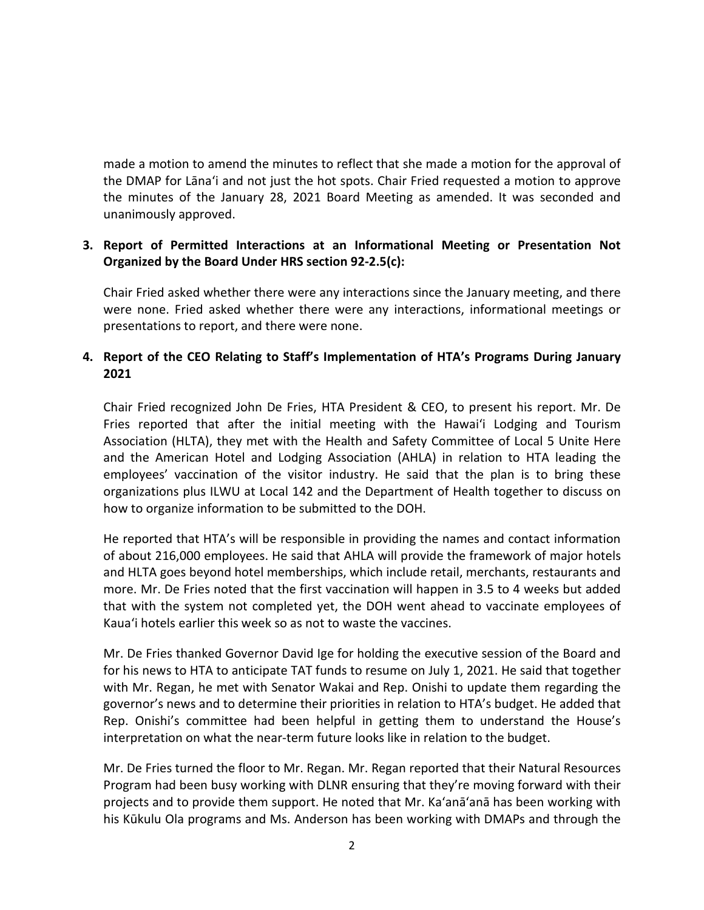made a motion to amend the minutes to reflect that she made a motion for the approval of the DMAP for Lānaʻi and not just the hot spots. Chair Fried requested a motion to approve the minutes of the January 28, 2021 Board Meeting as amended. It was seconded and unanimously approved.

**3. Report of Permitted Interactions at an Informational Meeting or Presentation Not Organized by the Board Under HRS section 92-2.5(c):**

Chair Fried asked whether there were any interactions since the January meeting, and there were none. Fried asked whether there were any interactions, informational meetings or presentations to report, and there were none.

**4. Report of the CEO Relating to Staff's Implementation of HTA's Programs During January 2021**

Chair Fried recognized John De Fries, HTA President & CEO, to present his report. Mr. De Fries reported that after the initial meeting with the Hawaiʻi Lodging and Tourism Association (HLTA), they met with the Health and Safety Committee of Local 5 Unite Here and the American Hotel and Lodging Association (AHLA) in relation to HTA leading the employees' vaccination of the visitor industry. He said that the plan is to bring these organizations plus ILWU at Local 142 and the Department of Health together to discuss on how to organize information to be submitted to the DOH.

He reported that HTA's will be responsible in providing the names and contact information of about 216,000 employees. He said that AHLA will provide the framework of major hotels and HLTA goes beyond hotel memberships, which include retail, merchants, restaurants and more. Mr. De Fries noted that the first vaccination will happen in 3.5 to 4 weeks but added that with the system not completed yet, the DOH went ahead to vaccinate employees of Kauaʻi hotels earlier this week so as not to waste the vaccines.

Mr. De Fries thanked Governor David Ige for holding the executive session of the Board and for his news to HTA to anticipate TAT funds to resume on July 1, 2021. He said that together with Mr. Regan, he met with Senator Wakai and Rep. Onishi to update them regarding the governor's news and to determine their priorities in relation to HTA's budget. He added that Rep. Onishi's committee had been helpful in getting them to understand the House's interpretation on what the near-term future looks like in relation to the budget.

Mr. De Fries turned the floor to Mr. Regan. Mr. Regan reported that their Natural Resources Program had been busy working with DLNR ensuring that they're moving forward with their projects and to provide them support. He noted that Mr. Kaʻanāʻanā has been working with his Kūkulu Ola programs and Ms. Anderson has been working with DMAPs and through the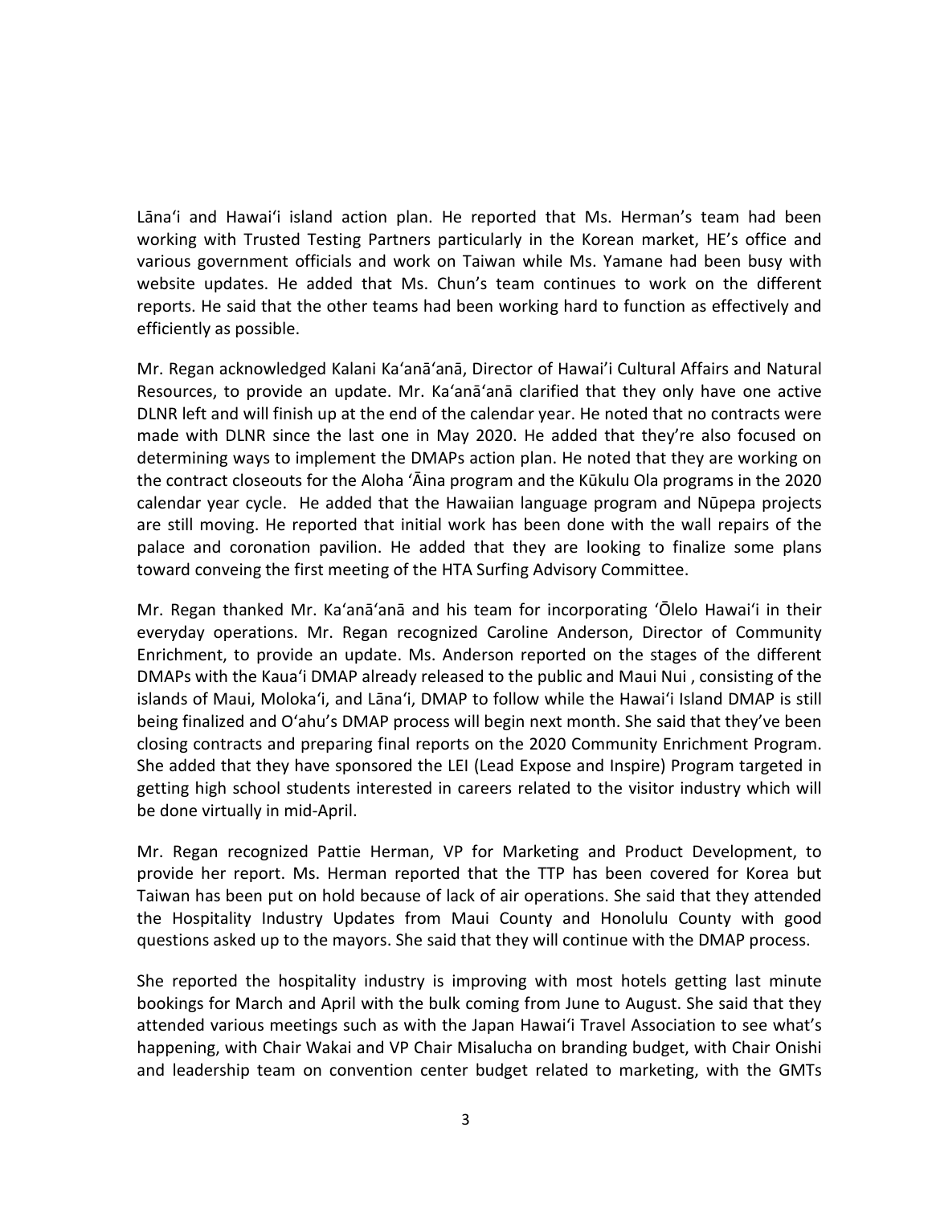Lānaʻi and Hawaiʻi island action plan. He reported that Ms. Herman's team had been working with Trusted Testing Partners particularly in the Korean market, HE's office and various government officials and work on Taiwan while Ms. Yamane had been busy with website updates. He added that Ms. Chun's team continues to work on the different reports. He said that the other teams had been working hard to function as effectively and efficiently as possible.

Mr. Regan acknowledged Kalani Kaʻanāʻanā, Director of Hawaiʻi Cultural Affairs and Natural Resources, to provide an update. Mr. Kaʻanāʻanā clarified that they only have one active DLNR left and will finish up at the end of the calendar year. He noted that no contracts were made with DLNR since the last one in May 2020. He added that they're also focused on determining ways to implement the DMAPs action plan. He noted that they are working on the contract closeouts for the Aloha ʻĀina program and the Kūkulu Ola programs in the 2020 calendar year cycle. He added that the Hawaiian language program and Nūpepa projects are still moving. He reported that initial work has been done with the wall repairs of the palace and coronation pavilion. He added that they are looking to finalize some plans toward conveing the first meeting of the HTA Surfing Advisory Committee.

Mr. Regan thanked Mr. Kaʻanāʻanā and his team for incorporating ʻŌlelo Hawaiʻi in their everyday operations. Mr. Regan recognized Caroline Anderson, Director of Community Enrichment, to provide an update. Ms. Anderson reported on the stages of the different DMAPs with the Kauaʻi DMAP already released to the public and Maui Nui , consisting of the islands of Maui, Molokaʻi, and Lānaʻi, DMAP to follow while the Hawaiʻi Island DMAP is still being finalized and Oʻahu's DMAP process will begin next month. She said that they've been closing contracts and preparing final reports on the 2020 Community Enrichment Program. She added that they have sponsored the LEI (Lead Expose and Inspire) Program targeted in getting high school students interested in careers related to the visitor industry which will be done virtually in mid-April.

Mr. Regan recognized Pattie Herman, VP for Marketing and Product Development, to provide her report. Ms. Herman reported that the TTP has been covered for Korea but Taiwan has been put on hold because of lack of air operations. She said that they attended the Hospitality Industry Updates from Maui County and Honolulu County with good questions asked up to the mayors. She said that they will continue with the DMAP process.

She reported the hospitality industry is improving with most hotels getting last minute bookings for March and April with the bulk coming from June to August. She said that they attended various meetings such as with the Japan Hawaiʻi Travel Association to see what's happening, with Chair Wakai and VP Chair Misalucha on branding budget, with Chair Onishi and leadership team on convention center budget related to marketing, with the GMTs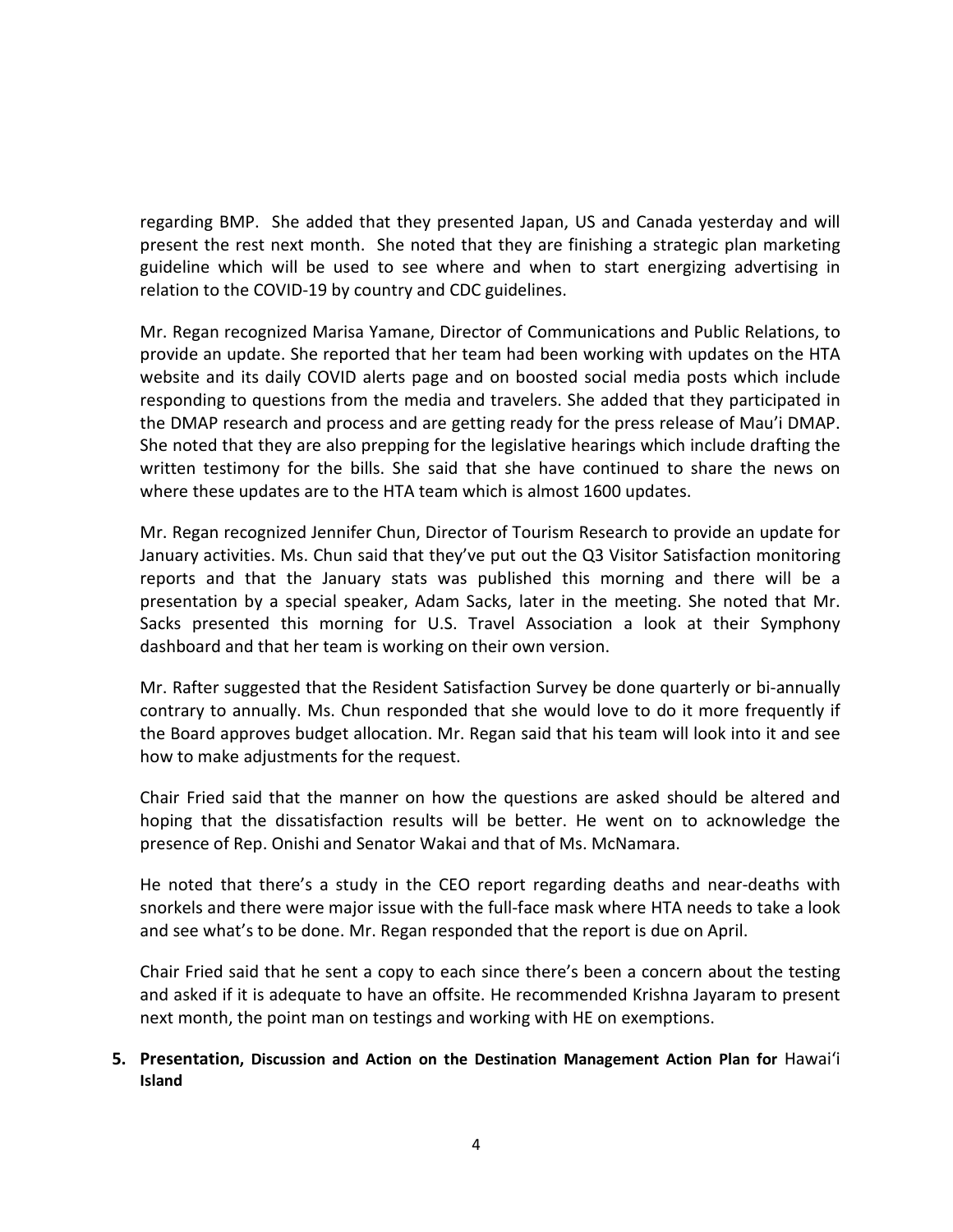regarding BMP. She added that they presented Japan, US and Canada yesterday and will present the rest next month. She noted that they are finishing a strategic plan marketing guideline which will be used to see where and when to start energizing advertising in relation to the COVID-19 by country and CDC guidelines.

Mr. Regan recognized Marisa Yamane, Director of Communications and Public Relations, to provide an update. She reported that her team had been working with updates on the HTA website and its daily COVID alerts page and on boosted social media posts which include responding to questions from the media and travelers. She added that they participated in the DMAP research and process and are getting ready for the press release of Mau'i DMAP. She noted that they are also prepping for the legislative hearings which include drafting the written testimony for the bills. She said that she have continued to share the news on where these updates are to the HTA team which is almost 1600 updates.

Mr. Regan recognized Jennifer Chun, Director of Tourism Research to provide an update for January activities. Ms. Chun said that they've put out the Q3 Visitor Satisfaction monitoring reports and that the January stats was published this morning and there will be a presentation by a special speaker, Adam Sacks, later in the meeting. She noted that Mr. Sacks presented this morning for U.S. Travel Association a look at their Symphony dashboard and that her team is working on their own version.

Mr. Rafter suggested that the Resident Satisfaction Survey be done quarterly or bi-annually contrary to annually. Ms. Chun responded that she would love to do it more frequently if the Board approves budget allocation. Mr. Regan said that his team will look into it and see how to make adjustments for the request.

Chair Fried said that the manner on how the questions are asked should be altered and hoping that the dissatisfaction results will be better. He went on to acknowledge the presence of Rep. Onishi and Senator Wakai and that of Ms. McNamara.

He noted that there's a study in the CEO report regarding deaths and near-deaths with snorkels and there were major issue with the full-face mask where HTA needs to take a look and see what's to be done. Mr. Regan responded that the report is due on April.

Chair Fried said that he sent a copy to each since there's been a concern about the testing and asked if it is adequate to have an offsite. He recommended Krishna Jayaram to present next month, the point man on testings and working with HE on exemptions.

**5. Presentation, Discussion and Action on the Destination Management Action Plan for Hawai'i Island**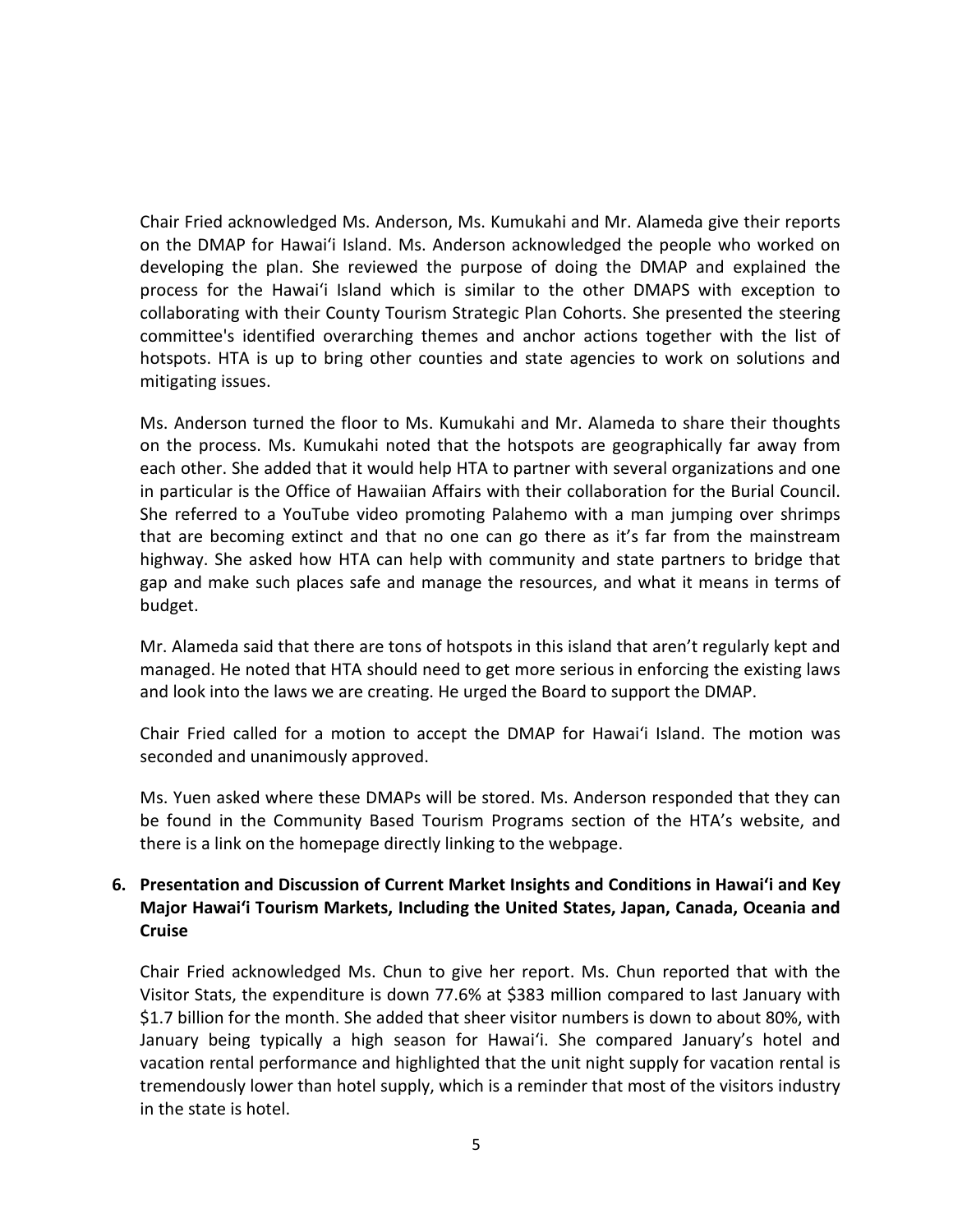Chair Fried acknowledged Ms. Anderson, Ms. Kumukahi and Mr. Alameda give their reports on the DMAP for Hawaiʻi Island. Ms. Anderson acknowledged the people who worked on developing the plan. She reviewed the purpose of doing the DMAP and explained the process for the Hawaiʻi Island which is similar to the other DMAPS with exception to collaborating with their County Tourism Strategic Plan Cohorts. She presented the steering committee's identified overarching themes and anchor actions together with the list of hotspots. HTA is up to bring other counties and state agencies to work on solutions and mitigating issues.

Ms. Anderson turned the floor to Ms. Kumukahi and Mr. Alameda to share their thoughts on the process. Ms. Kumukahi noted that the hotspots are geographically far away from each other. She added that it would help HTA to partner with several organizations and one in particular is the Office of Hawaiian Affairs with their collaboration for the Burial Council. She referred to a YouTube video promoting Palahemo with a man jumping over shrimps that are becoming extinct and that no one can go there as it's far from the mainstream highway. She asked how HTA can help with community and state partners to bridge that gap and make such places safe and manage the resources, and what it means in terms of budget.

Mr. Alameda said that there are tons of hotspots in this island that aren't regularly kept and managed. He noted that HTA should need to get more serious in enforcing the existing laws and look into the laws we are creating. He urged the Board to support the DMAP.

Chair Fried called for a motion to accept the DMAP for Hawaiʻi Island. The motion was seconded and unanimously approved.

Ms. Yuen asked where these DMAPs will be stored. Ms. Anderson responded that they can be found in the Community Based Tourism Programs section of the HTA's website, and there is a link on the homepage directly linking to the webpage.

**6. Presentation and Discussion of Current Market Insights and Conditions in Hawaiʻi and Key Major Hawaiʻi Tourism Markets, Including the United States, Japan, Canada, Oceania and Cruise**

Chair Fried acknowledged Ms. Chun to give her report. Ms. Chun reported that with the Visitor Stats, the expenditure is down 77.6% at $383 million compared to last January with $1.7 billion for the month. She added that sheer visitor numbers is down to about 80%, with January being typically a high season for Hawaiʻi. She compared January's hotel and vacation rental performance and highlighted that the unit night supply for vacation rental is tremendously lower than hotel supply, which is a reminder that most of the visitors industry in the state is hotel.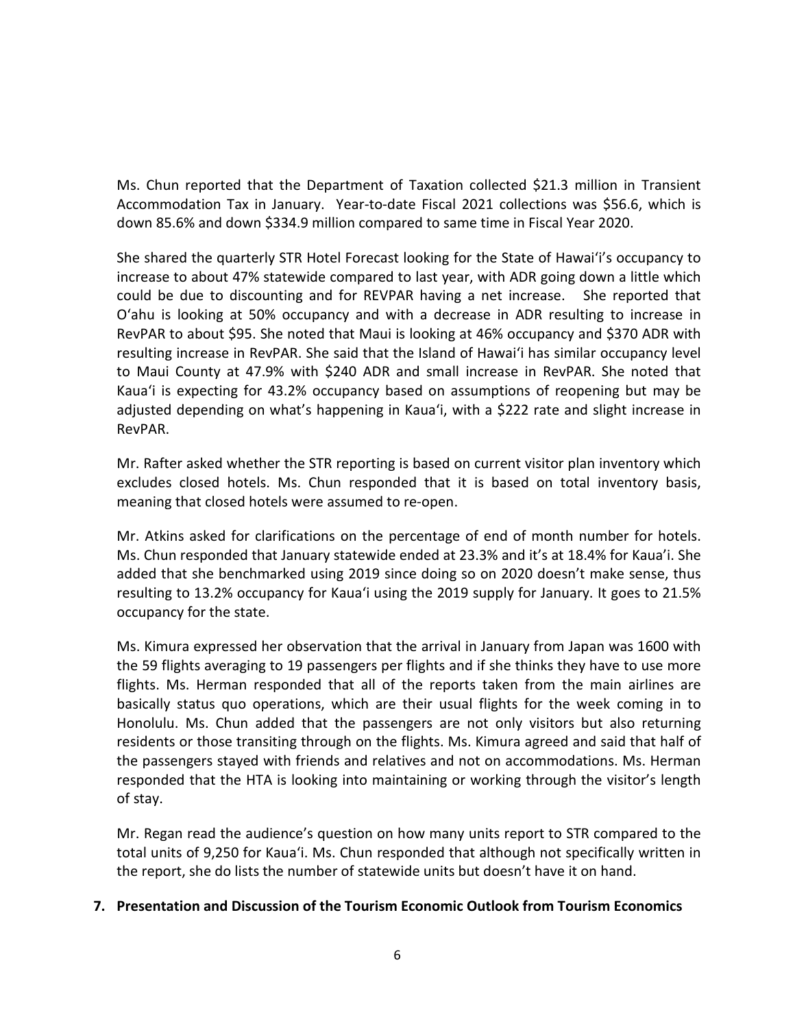Ms. Chun reported that the Department of Taxation collected $21.3 million in Transient Accommodation Tax in January. Year-to-date Fiscal 2021 collections was $56.6, which is down 85.6% and down $334.9 million compared to same time in Fiscal Year 2020.

She shared the quarterly STR Hotel Forecast looking for the State of Hawaiʻi's occupancy to increase to about 47% statewide compared to last year, with ADR going down a little which could be due to discounting and for REVPAR having a net increase. She reported that Oʻahu is looking at 50% occupancy and with a decrease in ADR resulting to increase in RevPAR to about $95. She noted that Maui is looking at 46% occupancy and $370 ADR with resulting increase in RevPAR. She said that the Island of Hawaiʻi has similar occupancy level to Maui County at 47.9% with $240 ADR and small increase in RevPAR. She noted that Kauaʻi is expecting for 43.2% occupancy based on assumptions of reopening but may be adjusted depending on what's happening in Kauaʻi, with a $222 rate and slight increase in RevPAR.

Mr. Rafter asked whether the STR reporting is based on current visitor plan inventory which excludes closed hotels. Ms. Chun responded that it is based on total inventory basis, meaning that closed hotels were assumed to re-open.

Mr. Atkins asked for clarifications on the percentage of end of month number for hotels. Ms. Chun responded that January statewide ended at 23.3% and it's at 18.4% for Kauaʻi. She added that she benchmarked using 2019 since doing so on 2020 doesn't make sense, thus resulting to 13.2% occupancy for Kauaʻi using the 2019 supply for January. It goes to 21.5% occupancy for the state.

Ms. Kimura expressed her observation that the arrival in January from Japan was 1600 with the 59 flights averaging to 19 passengers per flights and if she thinks they have to use more flights. Ms. Herman responded that all of the reports taken from the main airlines are basically status quo operations, which are their usual flights for the week coming in to Honolulu. Ms. Chun added that the passengers are not only visitors but also returning residents or those transiting through on the flights. Ms. Kimura agreed and said that half of the passengers stayed with friends and relatives and not on accommodations. Ms. Herman responded that the HTA is looking into maintaining or working through the visitor's length of stay.

Mr. Regan read the audience's question on how many units report to STR compared to the total units of 9,250 for Kauaʻi. Ms. Chun responded that although not specifically written in the report, she do lists the number of statewide units but doesn't have it on hand.

**7. Presentation and Discussion of the Tourism Economic Outlook from Tourism Economics**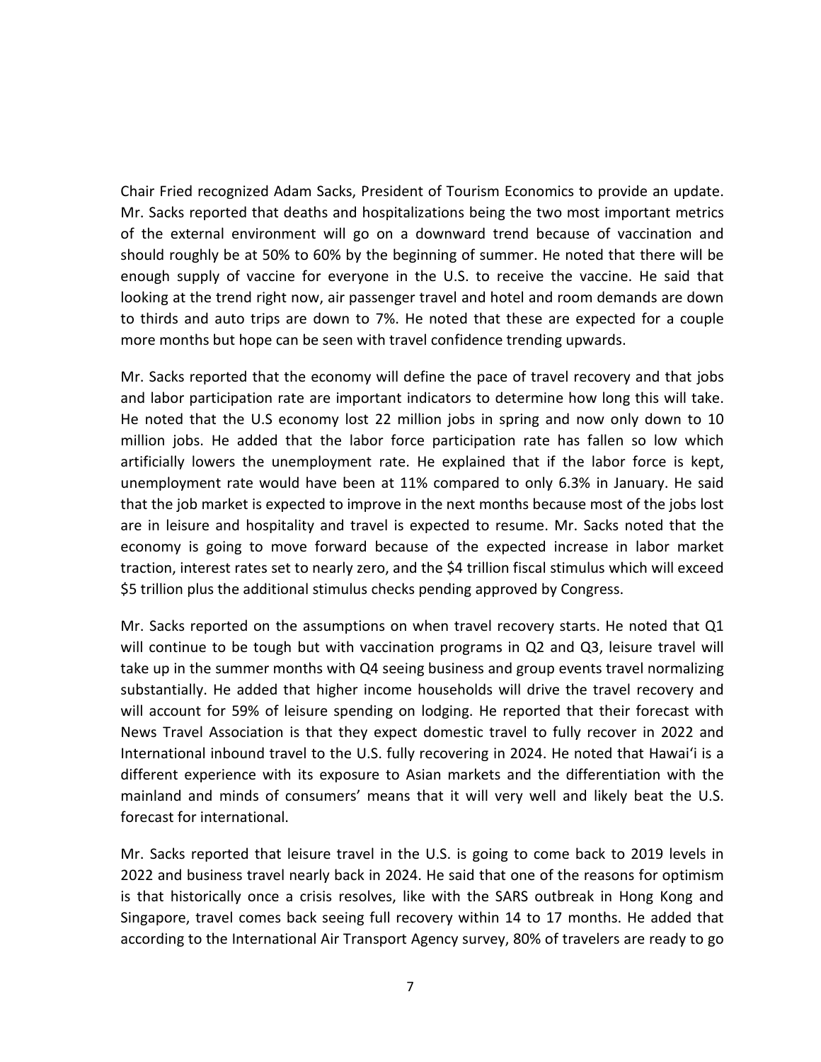Chair Fried recognized Adam Sacks, President of Tourism Economics to provide an update. Mr. Sacks reported that deaths and hospitalizations being the two most important metrics of the external environment will go on a downward trend because of vaccination and should roughly be at 50% to 60% by the beginning of summer. He noted that there will be enough supply of vaccine for everyone in the U.S. to receive the vaccine. He said that looking at the trend right now, air passenger travel and hotel and room demands are down to thirds and auto trips are down to 7%. He noted that these are expected for a couple more months but hope can be seen with travel confidence trending upwards.

Mr. Sacks reported that the economy will define the pace of travel recovery and that jobs and labor participation rate are important indicators to determine how long this will take. He noted that the U.S economy lost 22 million jobs in spring and now only down to 10 million jobs. He added that the labor force participation rate has fallen so low which artificially lowers the unemployment rate. He explained that if the labor force is kept, unemployment rate would have been at 11% compared to only 6.3% in January. He said that the job market is expected to improve in the next months because most of the jobs lost are in leisure and hospitality and travel is expected to resume. Mr. Sacks noted that the economy is going to move forward because of the expected increase in labor market traction, interest rates set to nearly zero, and the $4 trillion fiscal stimulus which will exceed $5 trillion plus the additional stimulus checks pending approved by Congress.

Mr. Sacks reported on the assumptions on when travel recovery starts. He noted that Q1 will continue to be tough but with vaccination programs in Q2 and Q3, leisure travel will take up in the summer months with Q4 seeing business and group events travel normalizing substantially. He added that higher income households will drive the travel recovery and will account for 59% of leisure spending on lodging. He reported that their forecast with News Travel Association is that they expect domestic travel to fully recover in 2022 and International inbound travel to the U.S. fully recovering in 2024. He noted that Hawai'i is a different experience with its exposure to Asian markets and the differentiation with the mainland and minds of consumers' means that it will very well and likely beat the U.S. forecast for international.

Mr. Sacks reported that leisure travel in the U.S. is going to come back to 2019 levels in 2022 and business travel nearly back in 2024. He said that one of the reasons for optimism is that historically once a crisis resolves, like with the SARS outbreak in Hong Kong and Singapore, travel comes back seeing full recovery within 14 to 17 months. He added that according to the International Air Transport Agency survey, 80% of travelers are ready to go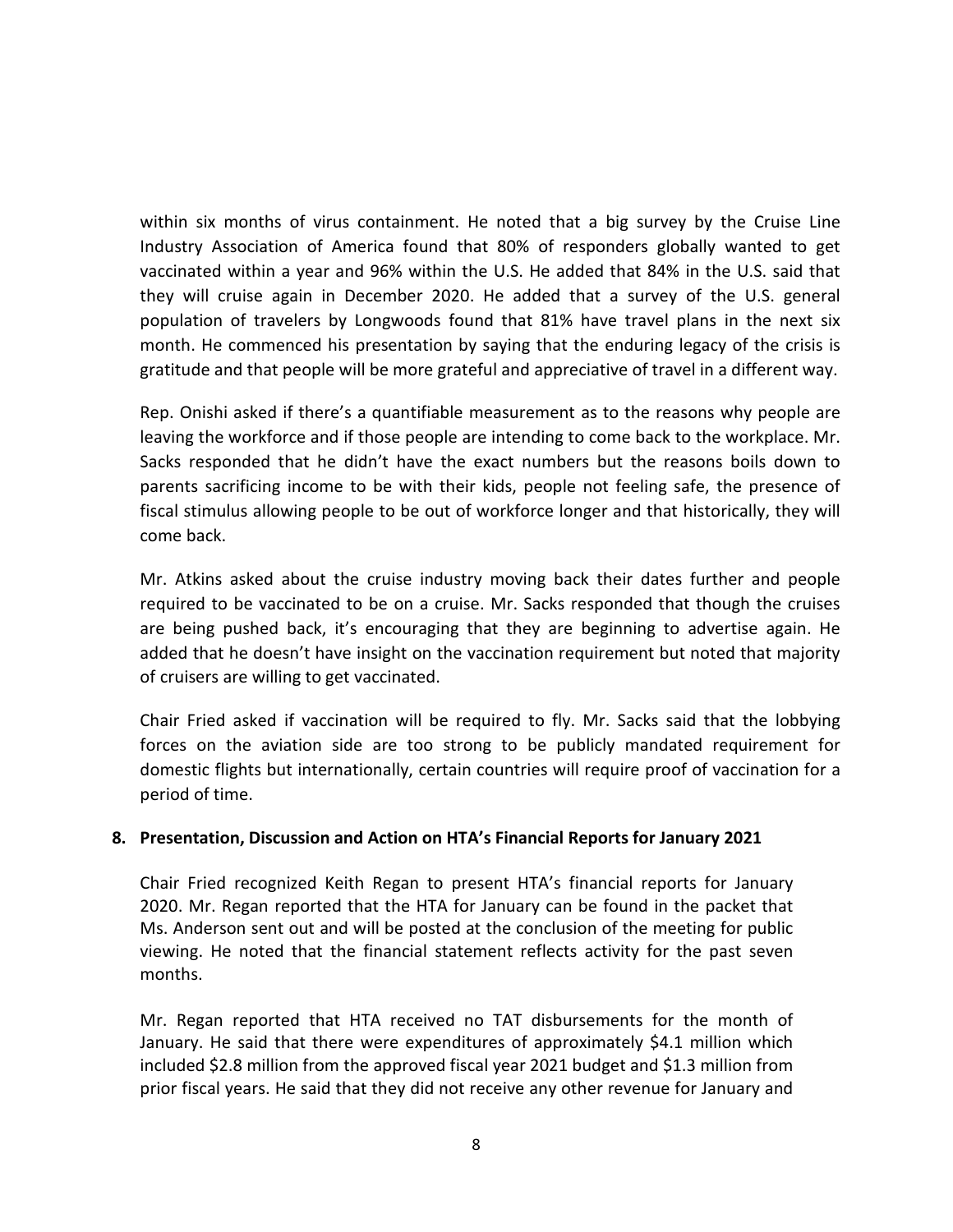within six months of virus containment. He noted that a big survey by the Cruise Line Industry Association of America found that 80% of responders globally wanted to get vaccinated within a year and 96% within the U.S. He added that 84% in the U.S. said that they will cruise again in December 2020. He added that a survey of the U.S. general population of travelers by Longwoods found that 81% have travel plans in the next six month. He commenced his presentation by saying that the enduring legacy of the crisis is gratitude and that people will be more grateful and appreciative of travel in a different way.

Rep. Onishi asked if there's a quantifiable measurement as to the reasons why people are leaving the workforce and if those people are intending to come back to the workplace. Mr. Sacks responded that he didn't have the exact numbers but the reasons boils down to parents sacrificing income to be with their kids, people not feeling safe, the presence of fiscal stimulus allowing people to be out of workforce longer and that historically, they will come back.

Mr. Atkins asked about the cruise industry moving back their dates further and people required to be vaccinated to be on a cruise. Mr. Sacks responded that though the cruises are being pushed back, it's encouraging that they are beginning to advertise again. He added that he doesn't have insight on the vaccination requirement but noted that majority of cruisers are willing to get vaccinated.

Chair Fried asked if vaccination will be required to fly. Mr. Sacks said that the lobbying forces on the aviation side are too strong to be publicly mandated requirement for domestic flights but internationally, certain countries will require proof of vaccination for a period of time.

**8. Presentation, Discussion and Action on HTA's Financial Reports for January 2021**

Chair Fried recognized Keith Regan to present HTA's financial reports for January 2020. Mr. Regan reported that the HTA for January can be found in the packet that Ms. Anderson sent out and will be posted at the conclusion of the meeting for public viewing. He noted that the financial statement reflects activity for the past seven months.

Mr. Regan reported that HTA received no TAT disbursements for the month of January. He said that there were expenditures of approximately $4.1 million which included $2.8 million from the approved fiscal year 2021 budget and $1.3 million from prior fiscal years. He said that they did not receive any other revenue for January and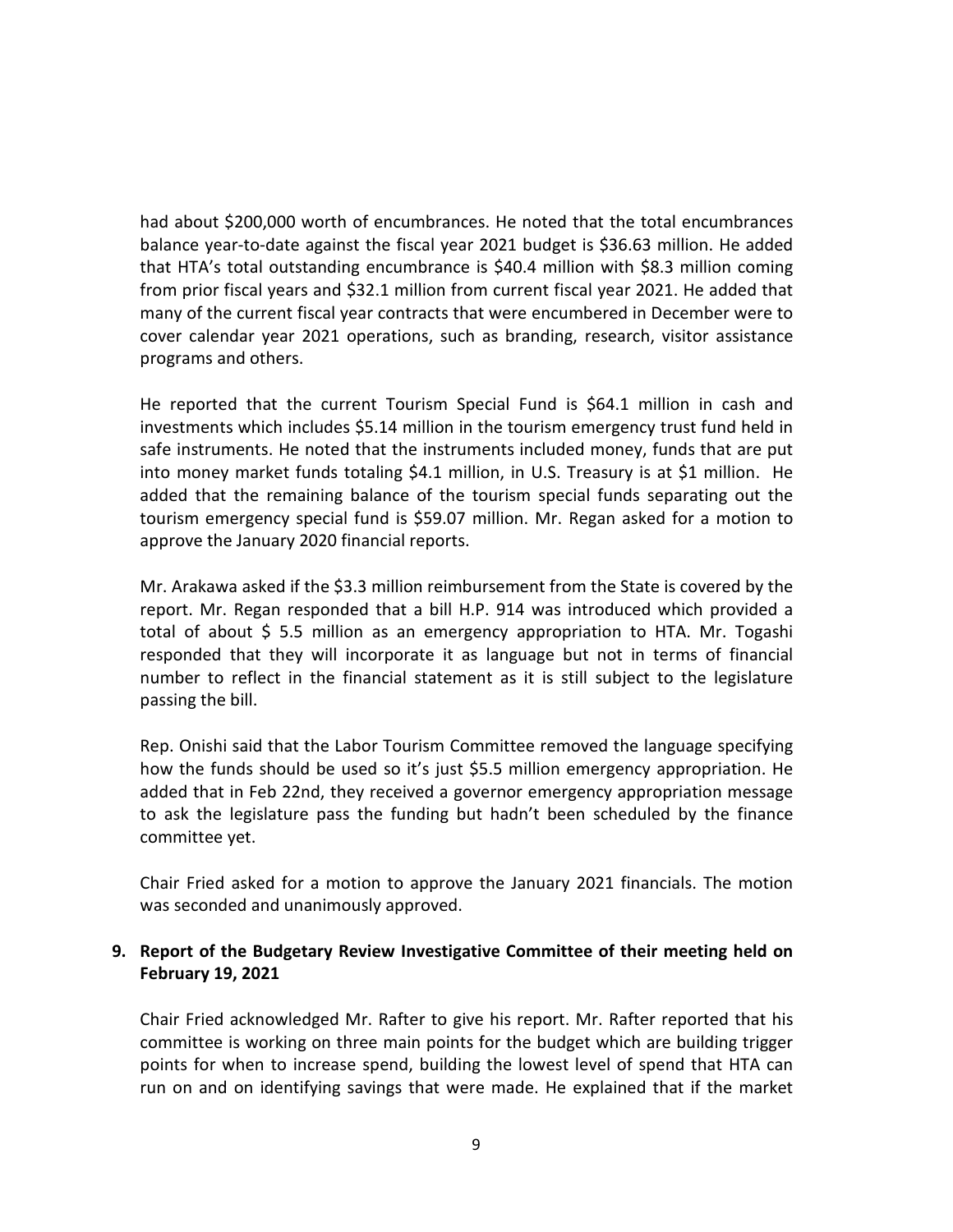had about $200,000 worth of encumbrances. He noted that the total encumbrances balance year-to-date against the fiscal year 2021 budget is $36.63 million. He added that HTA's total outstanding encumbrance is $40.4 million with $8.3 million coming from prior fiscal years and $32.1 million from current fiscal year 2021. He added that many of the current fiscal year contracts that were encumbered in December were to cover calendar year 2021 operations, such as branding, research, visitor assistance programs and others.

He reported that the current Tourism Special Fund is $64.1 million in cash and investments which includes $5.14 million in the tourism emergency trust fund held in safe instruments. He noted that the instruments included money, funds that are put into money market funds totaling $4.1 million, in U.S. Treasury is at $1 million. He added that the remaining balance of the tourism special funds separating out the tourism emergency special fund is $59.07 million. Mr. Regan asked for a motion to approve the January 2020 financial reports.

Mr. Arakawa asked if the $3.3 million reimbursement from the State is covered by the report. Mr. Regan responded that a bill H.P. 914 was introduced which provided a total of about $ 5.5 million as an emergency appropriation to HTA. Mr. Togashi responded that they will incorporate it as language but not in terms of financial number to reflect in the financial statement as it is still subject to the legislature passing the bill.

Rep. Onishi said that the Labor Tourism Committee removed the language specifying how the funds should be used so it's just $5.5 million emergency appropriation. He added that in Feb 22nd, they received a governor emergency appropriation message to ask the legislature pass the funding but hadn't been scheduled by the finance committee yet.

Chair Fried asked for a motion to approve the January 2021 financials. The motion was seconded and unanimously approved.

## 9. Report of the Budgetary Review Investigative Committee of their meeting held on February 19, 2021

Chair Fried acknowledged Mr. Rafter to give his report. Mr. Rafter reported that his committee is working on three main points for the budget which are building trigger points for when to increase spend, building the lowest level of spend that HTA can run on and on identifying savings that were made. He explained that if the market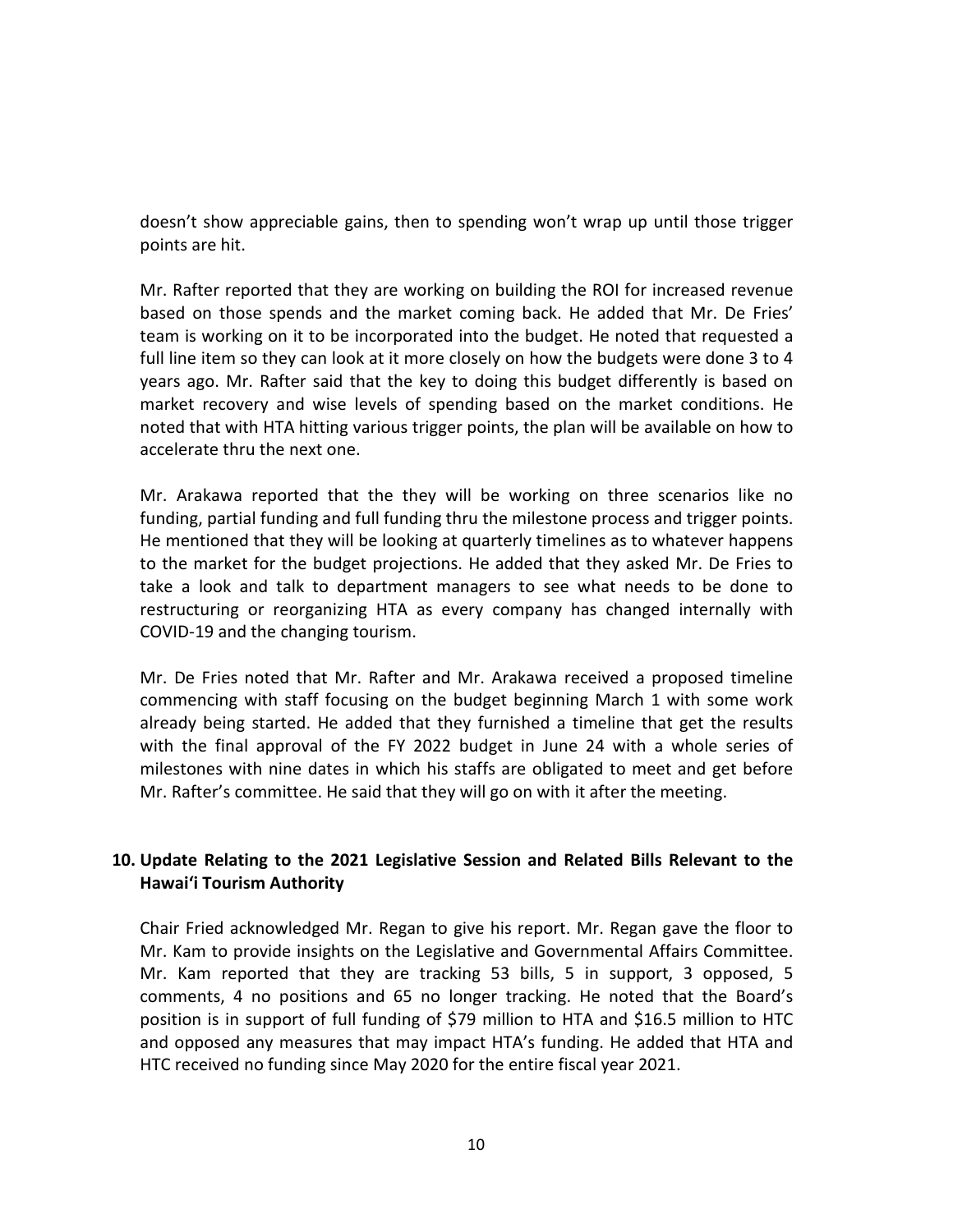doesn't show appreciable gains, then to spending won't wrap up until those trigger points are hit.

Mr. Rafter reported that they are working on building the ROI for increased revenue based on those spends and the market coming back. He added that Mr. De Fries' team is working on it to be incorporated into the budget. He noted that requested a full line item so they can look at it more closely on how the budgets were done 3 to 4 years ago. Mr. Rafter said that the key to doing this budget differently is based on market recovery and wise levels of spending based on the market conditions. He noted that with HTA hitting various trigger points, the plan will be available on how to accelerate thru the next one.

Mr. Arakawa reported that the they will be working on three scenarios like no funding, partial funding and full funding thru the milestone process and trigger points. He mentioned that they will be looking at quarterly timelines as to whatever happens to the market for the budget projections. He added that they asked Mr. De Fries to take a look and talk to department managers to see what needs to be done to restructuring or reorganizing HTA as every company has changed internally with COVID-19 and the changing tourism.

Mr. De Fries noted that Mr. Rafter and Mr. Arakawa received a proposed timeline commencing with staff focusing on the budget beginning March 1 with some work already being started. He added that they furnished a timeline that get the results with the final approval of the FY 2022 budget in June 24 with a whole series of milestones with nine dates in which his staffs are obligated to meet and get before Mr. Rafter's committee. He said that they will go on with it after the meeting.

## 10. Update Relating to the 2021 Legislative Session and Related Bills Relevant to the Hawaiʻi Tourism Authority

Chair Fried acknowledged Mr. Regan to give his report. Mr. Regan gave the floor to Mr. Kam to provide insights on the Legislative and Governmental Affairs Committee. Mr. Kam reported that they are tracking 53 bills, 5 in support, 3 opposed, 5 comments, 4 no positions and 65 no longer tracking. He noted that the Board's position is in support of full funding of $79 million to HTA and $16.5 million to HTC and opposed any measures that may impact HTA's funding. He added that HTA and HTC received no funding since May 2020 for the entire fiscal year 2021.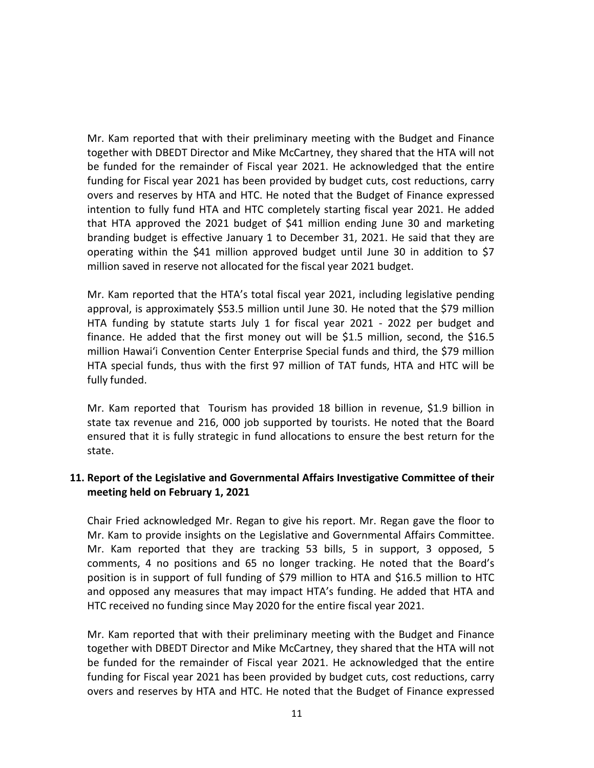Mr. Kam reported that with their preliminary meeting with the Budget and Finance together with DBEDT Director and Mike McCartney, they shared that the HTA will not be funded for the remainder of Fiscal year 2021. He acknowledged that the entire funding for Fiscal year 2021 has been provided by budget cuts, cost reductions, carry overs and reserves by HTA and HTC. He noted that the Budget of Finance expressed intention to fully fund HTA and HTC completely starting fiscal year 2021. He added that HTA approved the 2021 budget of $41 million ending June 30 and marketing branding budget is effective January 1 to December 31, 2021. He said that they are operating within the $41 million approved budget until June 30 in addition to $7 million saved in reserve not allocated for the fiscal year 2021 budget.

Mr. Kam reported that the HTA's total fiscal year 2021, including legislative pending approval, is approximately $53.5 million until June 30. He noted that the $79 million HTA funding by statute starts July 1 for fiscal year 2021 - 2022 per budget and finance. He added that the first money out will be $1.5 million, second, the $16.5 million Hawaiʻi Convention Center Enterprise Special funds and third, the $79 million HTA special funds, thus with the first 97 million of TAT funds, HTA and HTC will be fully funded.

Mr. Kam reported that Tourism has provided 18 billion in revenue, $1.9 billion in state tax revenue and 216, 000 job supported by tourists. He noted that the Board ensured that it is fully strategic in fund allocations to ensure the best return for the state.

### 11. Report of the Legislative and Governmental Affairs Investigative Committee of their meeting held on February 1, 2021

Chair Fried acknowledged Mr. Regan to give his report. Mr. Regan gave the floor to Mr. Kam to provide insights on the Legislative and Governmental Affairs Committee. Mr. Kam reported that they are tracking 53 bills, 5 in support, 3 opposed, 5 comments, 4 no positions and 65 no longer tracking. He noted that the Board's position is in support of full funding of $79 million to HTA and $16.5 million to HTC and opposed any measures that may impact HTA's funding. He added that HTA and HTC received no funding since May 2020 for the entire fiscal year 2021.

Mr. Kam reported that with their preliminary meeting with the Budget and Finance together with DBEDT Director and Mike McCartney, they shared that the HTA will not be funded for the remainder of Fiscal year 2021. He acknowledged that the entire funding for Fiscal year 2021 has been provided by budget cuts, cost reductions, carry overs and reserves by HTA and HTC. He noted that the Budget of Finance expressed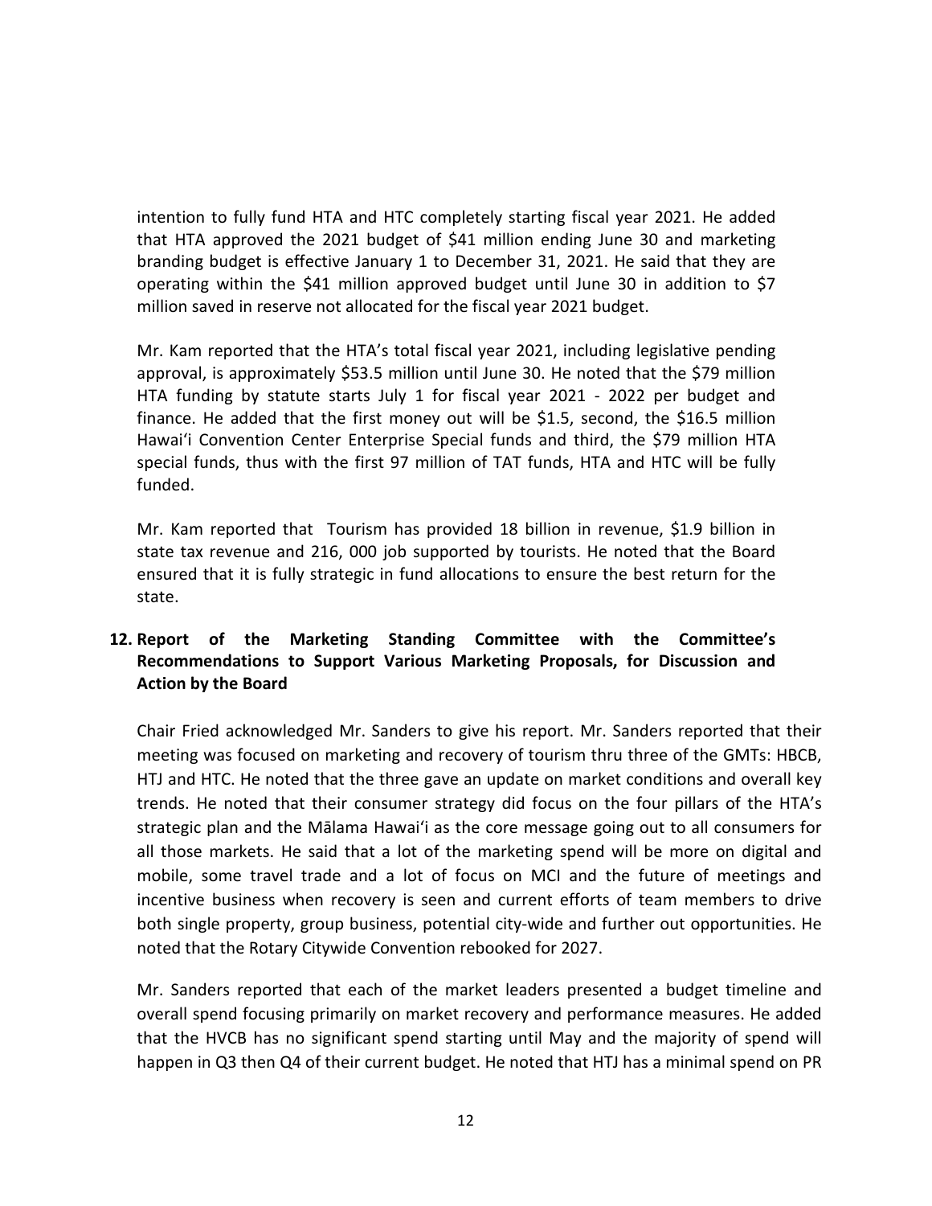intention to fully fund HTA and HTC completely starting fiscal year 2021. He added that HTA approved the 2021 budget of $41 million ending June 30 and marketing branding budget is effective January 1 to December 31, 2021. He said that they are operating within the $41 million approved budget until June 30 in addition to $7 million saved in reserve not allocated for the fiscal year 2021 budget.

Mr. Kam reported that the HTA's total fiscal year 2021, including legislative pending approval, is approximately $53.5 million until June 30. He noted that the $79 million HTA funding by statute starts July 1 for fiscal year 2021 - 2022 per budget and finance. He added that the first money out will be $1.5, second, the $16.5 million Hawai'i Convention Center Enterprise Special funds and third, the $79 million HTA special funds, thus with the first 97 million of TAT funds, HTA and HTC will be fully funded.

Mr. Kam reported that Tourism has provided 18 billion in revenue, $1.9 billion in state tax revenue and 216, 000 job supported by tourists. He noted that the Board ensured that it is fully strategic in fund allocations to ensure the best return for the state.

**12. Report of the Marketing Standing Committee with the Committee's Recommendations to Support Various Marketing Proposals, for Discussion and Action by the Board**

Chair Fried acknowledged Mr. Sanders to give his report. Mr. Sanders reported that their meeting was focused on marketing and recovery of tourism thru three of the GMTs: HBCB, HTJ and HTC. He noted that the three gave an update on market conditions and overall key trends. He noted that their consumer strategy did focus on the four pillars of the HTA's strategic plan and the Mālama Hawai'i as the core message going out to all consumers for all those markets. He said that a lot of the marketing spend will be more on digital and mobile, some travel trade and a lot of focus on MCI and the future of meetings and incentive business when recovery is seen and current efforts of team members to drive both single property, group business, potential city-wide and further out opportunities. He noted that the Rotary Citywide Convention rebooked for 2027.

Mr. Sanders reported that each of the market leaders presented a budget timeline and overall spend focusing primarily on market recovery and performance measures. He added that the HVCB has no significant spend starting until May and the majority of spend will happen in Q3 then Q4 of their current budget. He noted that HTJ has a minimal spend on PR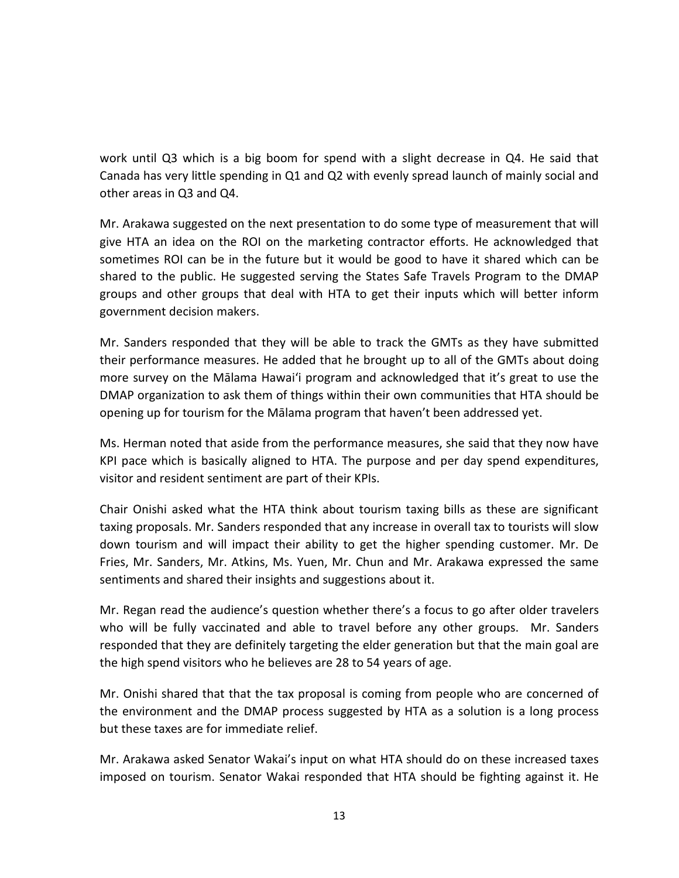work until Q3 which is a big boom for spend with a slight decrease in Q4. He said that Canada has very little spending in Q1 and Q2 with evenly spread launch of mainly social and other areas in Q3 and Q4.

Mr. Arakawa suggested on the next presentation to do some type of measurement that will give HTA an idea on the ROI on the marketing contractor efforts. He acknowledged that sometimes ROI can be in the future but it would be good to have it shared which can be shared to the public. He suggested serving the States Safe Travels Program to the DMAP groups and other groups that deal with HTA to get their inputs which will better inform government decision makers.

Mr. Sanders responded that they will be able to track the GMTs as they have submitted their performance measures. He added that he brought up to all of the GMTs about doing more survey on the Mālama Hawaiʻi program and acknowledged that it's great to use the DMAP organization to ask them of things within their own communities that HTA should be opening up for tourism for the Mālama program that haven't been addressed yet.

Ms. Herman noted that aside from the performance measures, she said that they now have KPI pace which is basically aligned to HTA. The purpose and per day spend expenditures, visitor and resident sentiment are part of their KPIs.

Chair Onishi asked what the HTA think about tourism taxing bills as these are significant taxing proposals. Mr. Sanders responded that any increase in overall tax to tourists will slow down tourism and will impact their ability to get the higher spending customer. Mr. De Fries, Mr. Sanders, Mr. Atkins, Ms. Yuen, Mr. Chun and Mr. Arakawa expressed the same sentiments and shared their insights and suggestions about it.

Mr. Regan read the audience's question whether there's a focus to go after older travelers who will be fully vaccinated and able to travel before any other groups. Mr. Sanders responded that they are definitely targeting the elder generation but that the main goal are the high spend visitors who he believes are 28 to 54 years of age.

Mr. Onishi shared that that the tax proposal is coming from people who are concerned of the environment and the DMAP process suggested by HTA as a solution is a long process but these taxes are for immediate relief.

Mr. Arakawa asked Senator Wakai's input on what HTA should do on these increased taxes imposed on tourism. Senator Wakai responded that HTA should be fighting against it. He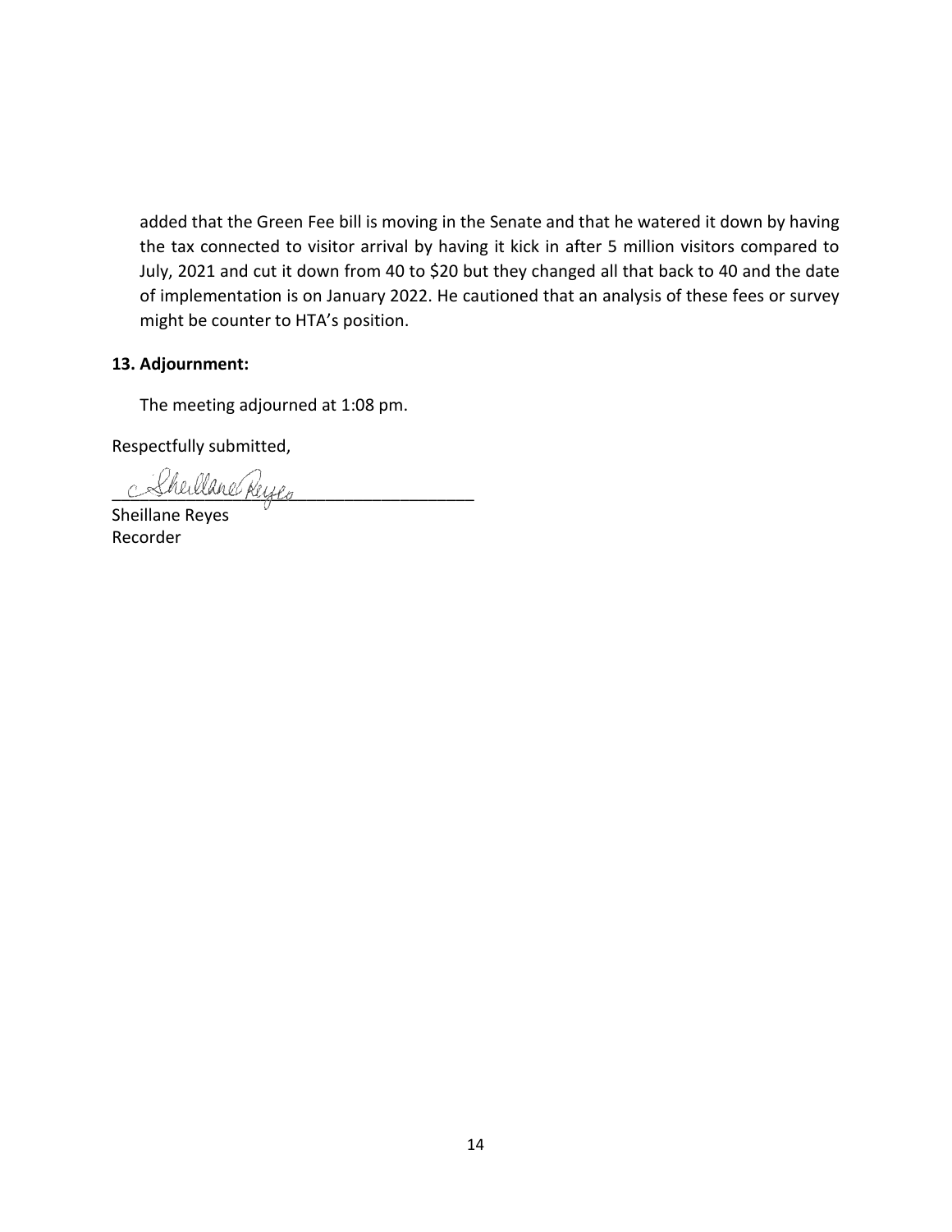added that the Green Fee bill is moving in the Senate and that he watered it down by having the tax connected to visitor arrival by having it kick in after 5 million visitors compared to July, 2021 and cut it down from 40 to $20 but they changed all that back to 40 and the date of implementation is on January 2022. He cautioned that an analysis of these fees or survey might be counter to HTA's position.

**13. Adjournment:**

The meeting adjourned at 1:08 pm.

Respectfully submitted,

_______________________________________

Sheillane Reyes
Recorder